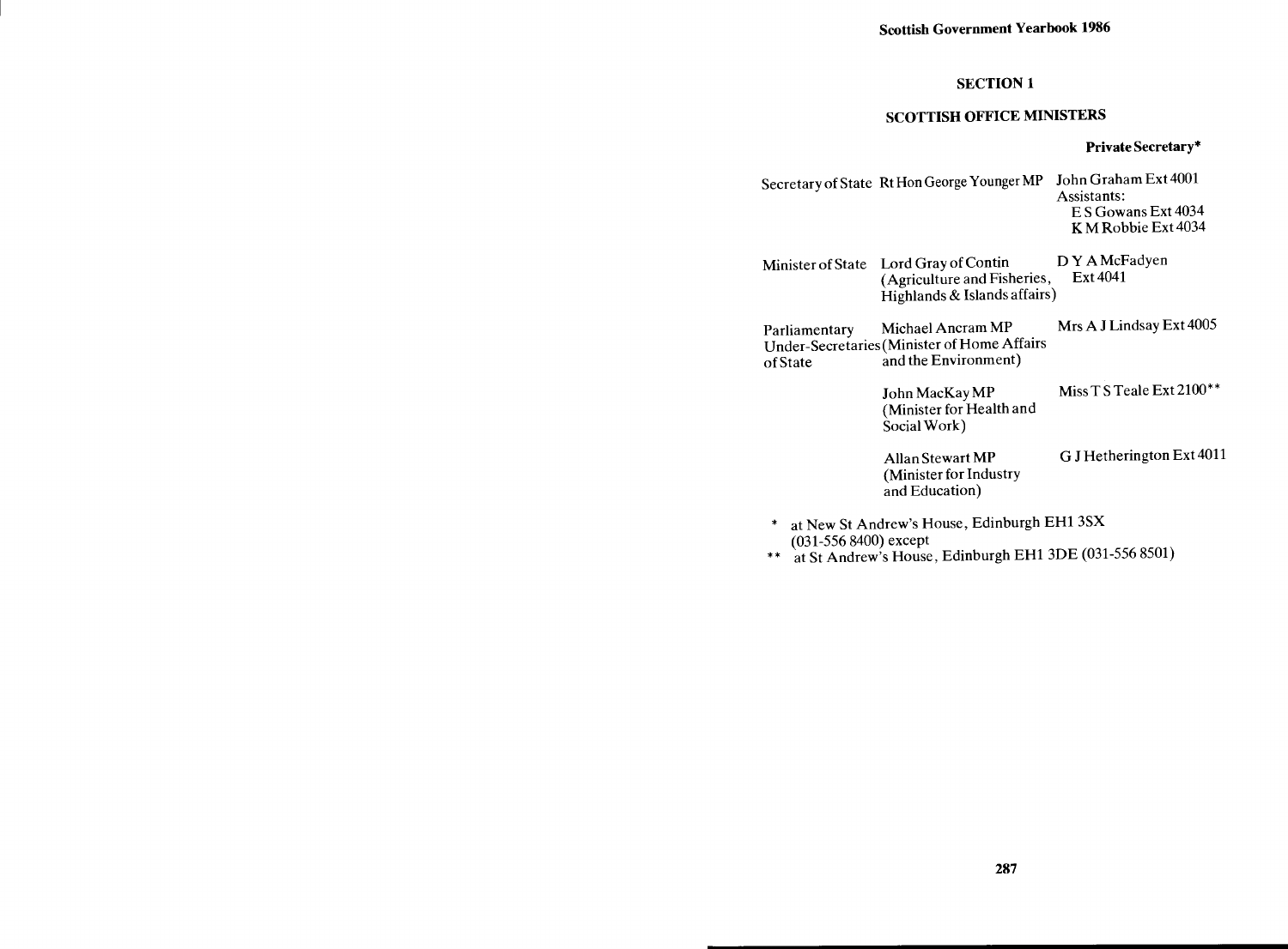## SECTION 1

## SCOTTISH OFFICE MINISTERS

| | | Private Secretary* |
| --- | --- | --- |
| Secretary of State | Rt Hon George Younger MP | John Graham Ext 4001<br>Assistants:<br>E S Gowans Ext 4034<br>K M Robbie Ext 4034 |
| Minister of State | Lord Gray of Contin<br>(Agriculture and Fisheries, Highlands & Islands affairs) | D Y A McFadyen<br>Ext 4041 |
| Parliamentary Under-Secretaries of State | Michael Ancram MP<br>(Minister of Home Affairs and the Environment) | Mrs A J Lindsay Ext 4005 |
| | John MacKay MP<br>(Minister for Health and Social Work) | Miss T S Teale Ext 2100** |
| | Allan Stewart MP<br>(Minister for Industry and Education) | G J Hetherington Ext 4011 |

\* at New St Andrew's House, Edinburgh EH1 3SX (031-556 8400) except

\*\* at St Andrew's House, Edinburgh EH1 3DE (031-556 8501)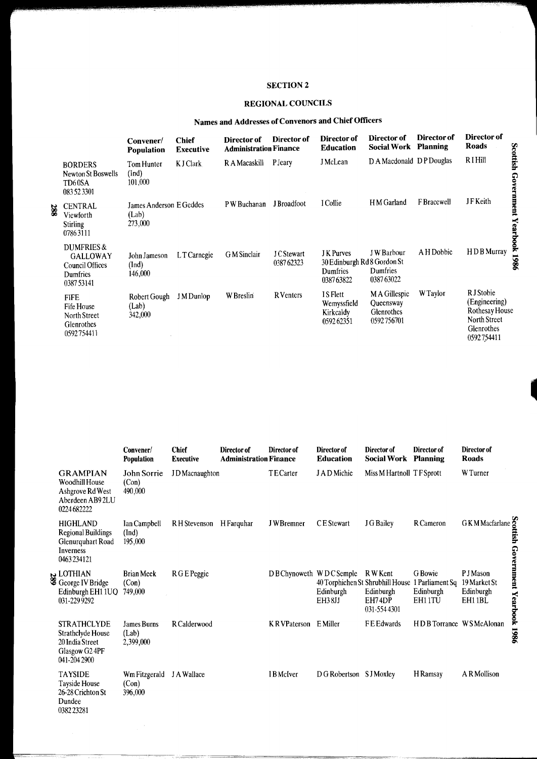## SECTION 2

## REGIONAL COUNCILS

### Names and Addresses of Convenors and Chief Officers

| | Convener/ Population | Chief Executive | Director of Administration | Director of Finance | Director of Education | Director of Social Work | Director of Planning | Director of Roads |
|---|---|---|---|---|---|---|---|---|
| BORDERS Newton St Boswells TD6 0SA 0835 23301 | Tom Hunter (Ind) 101,000 | K J Clark | R A Macaskill | P Jeary | J McLean | D A Macdonald | D P Douglas | R I Hill |
| CENTRAL Viewforth Stirling 0786 3111 | James Anderson (Lab) 273,000 | E Geddes | P W Buchanan | J Broadfoot | I Collie | H M Garland | F Bracewell | J F Keith |
| DUMFRIES & GALLOWAY Council Offices Dumfries 0387 53141 | John Jameson (Ind) 146,000 | L T Carnegie | G M Sinclair | J C Stewart 0387 62323 | J K Purves 30 Edinburgh Rd Dumfries 0387 63822 | J W Barbour 8 Gordon St Dumfries 0387 63022 | A H Dobbie | H D B Murray |
| FIFE Fife House North Street Glenrothes 0592 754411 | Robert Gough (Lab) 342,000 | J M Dunlop | W Breslin | R Venters | I S Flett Wemyssfield Kirkcaldy 0592 62351 | M A Gillespie Queensway Glenrothes 0592 756701 | W Taylor | R J Stobie (Engineering) Rothesay House North Street Glenrothes 0592 754411 |
| GRAMPIAN Woodhill House Ashgrove Rd West Aberdeen AB9 2LU 0224 682222 | John Sorrie (Con) 490,000 | J D Macnaughton | | T E Carter | J A D Michie | Miss M Hartnoll | T F Sprott | W Turner |
| HIGHLAND Regional Buildings Glenurquhart Road Inverness 0463 234121 | Ian Campbell (Ind) 195,000 | R H Stevenson | H Farquhar | J W Bremner | C E Stewart | J G Bailey | R Cameron | G K M Macfarlane |
| LOTHIAN George IV Bridge Edinburgh EH1 1UQ 031-229 9292 | Brian Meek (Con) 749,000 | R G E Peggie | | D B Chynoweth | W D C Semple 40 Torphichen St Edinburgh EH3 8JJ | R W Kent Shrubhill House Edinburgh EH7 4DP 031-554 4301 | G Bowie 1 Parliament Sq Edinburgh EH1 1TU | P J Mason 19 Market St Edinburgh EH1 1BL |
| STRATHCLYDE Strathclyde House 20 India Street Glasgow G2 4PF 041-204 2900 | James Burns (Lab) 2,399,000 | R Calderwood | | K R V Paterson | E Miller | F E Edwards | H D B Torrance | W S McAlonan |
| TAYSIDE Tayside House 26-28 Crichton St Dundee 0382 23281 | Wm Fitzgerald (Con) 396,000 | J A Wallace | | I B McIver | D G Robertson | S J Moxley | H Ramsay | A R Mollison |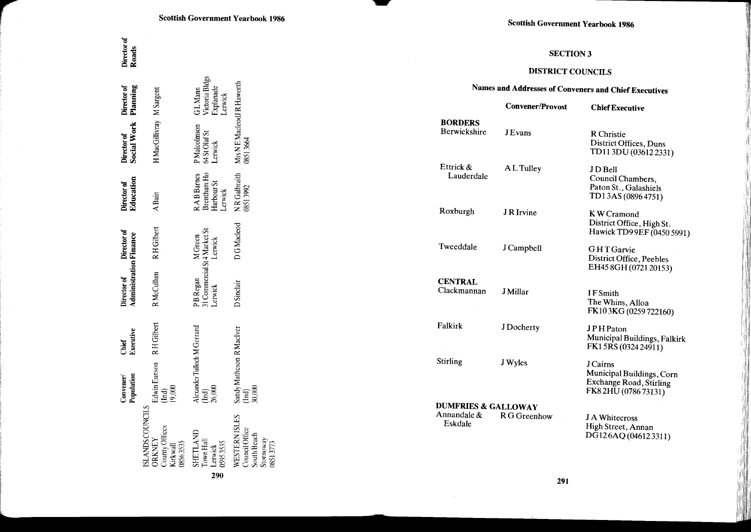| | Convener/ Population | Chief Executive | Director of Administration | Director of Finance | Director of Education | Director of Social Work | Director of Planning | Director of Roads |
|---|---|---|---|---|---|---|---|---|
| ISLANDS COUNCILS | | | | | | | | |
| ORKNEY County Offices Kirkwall 0856 3535 | Edwin Eunson (Ind) 19,000 | R H Gilbert | R McCallum | R H Gilbert | A Bain | H MacGillivray | M Sargent | |
| SHETLAND Town Hall Lerwick 0595 3535 | Alexander Tulloch (Ind) 26,000 | M Gerrard | P B Regan 31 Commercial St Lerwick | M Green 4 Market St Lerwick | R A B Barnes Brentham Ho Harbour St Lerwick | P Malcolmson 64 St Olaf St Lerwick | G L Mann Victoria Bldgs Explanade Lerwick | |
| WESTERN ISLES Council Office South Beach Stornoway 0851 3773 | Sandy Matheson (Ind) 30,000 | R MacIver | D Sinclair | D G Macleod | N R Galbraith 0851 3992 | Mrs N E Macleod 0851 3664 | J R Haworth | |

## SECTION 3

## DISTRICT COUNCILS

### Names and Addresses of Conveners and Chief Executives

| | Convener/Provost | Chief Executive |
|---|---|---|
| **BORDERS** | | |
| Berwickshire | J Evans | R Christie District Offices, Duns TD11 3DU (03612 2331) |
| Ettrick & Lauderdale | A L Tulley | J D Bell Council Chambers, Paton St., Galashiels TD1 3AS (0896 4751) |
| Roxburgh | J R Irvine | K W Cramond District Office, High St. Hawick TD9 9EF (0450 5991) |
| Tweeddale | J Campbell | G H T Garvie District Office, Peebles EH45 8GH (0721 20153) |
| **CENTRAL** | | |
| Clackmannan | J Millar | I F Smith The Whins, Alloa FK10 3KG (0259 722160) |
| Falkirk | J Docherty | J P H Paton Municipal Buildings, Falkirk FK1 5RS (0324 24911) |
| Stirling | J Wyles | J Cairns Municipal Buildings, Corn Exchange Road, Stirling FK8 2HU (0786 73131) |
| **DUMFRIES & GALLOWAY** | | |
| Annandale & Eskdale | R G Greenhow | J A Whitecross High Street, Annan DG12 6AQ (04612 3311) |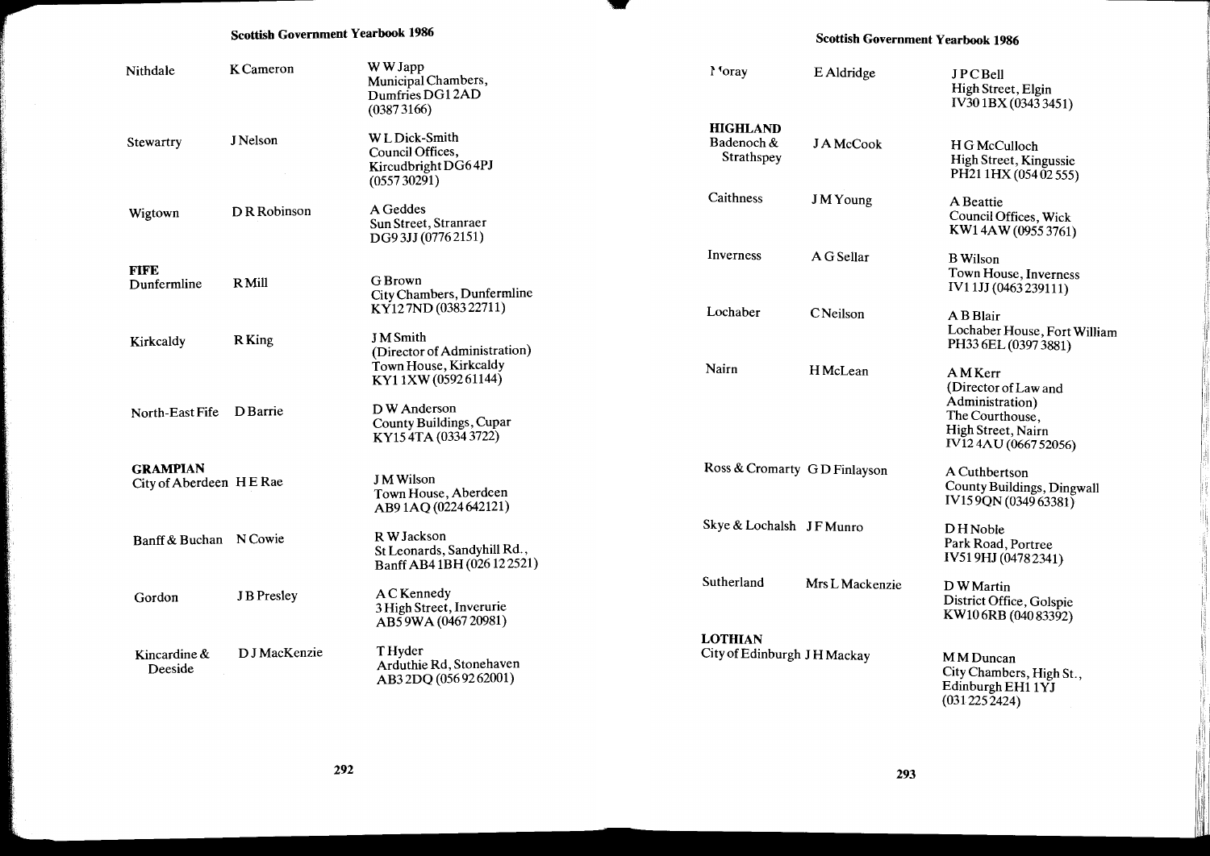| | | |
|---|---|---|
| Nithdale | K Cameron | W W Japp<br>Municipal Chambers,<br>Dumfries DG1 2AD<br>(0387 3166) |
| Stewartry | J Nelson | W L Dick-Smith<br>Council Offices,<br>Kircudbright DG6 4PJ<br>(0557 30291) |
| Wigtown | D R Robinson | A Geddes<br>Sun Street, Stranraer<br>DG9 3JJ (0776 2151) |
| **FIFE** | | |
| Dunfermline | R Mill | G Brown<br>City Chambers, Dunfermline<br>KY12 7ND (0383 22711) |
| Kirkcaldy | R King | J M Smith<br>(Director of Administration)<br>Town House, Kirkcaldy<br>KY1 1XW (0592 61144) |
| North-East Fife | D Barrie | D W Anderson<br>County Buildings, Cupar<br>KY15 4TA (0334 3722) |
| **GRAMPIAN** | | |
| City of Aberdeen | H E Rae | J M Wilson<br>Town House, Aberdeen<br>AB9 1AQ (0224 642121) |
| Banff & Buchan | N Cowie | R W Jackson<br>St Leonards, Sandyhill Rd.,<br>Banff AB4 1BH (026 12 2521) |
| Gordon | J B Presley | A C Kennedy<br>3 High Street, Inverurie<br>AB5 9WA (0467 20981) |
| Kincardine & Deeside | D J MacKenzie | T Hyder<br>Arduthie Rd, Stonehaven<br>AB3 2DQ (056 92 62001) |
| Moray | E Aldridge | J P C Bell<br>High Street, Elgin<br>IV30 1BX (0343 3451) |
| **HIGHLAND** | | |
| Badenoch & Strathspey | J A McCook | H G McCulloch<br>High Street, Kingussie<br>PH21 1HX (054 02 555) |
| Caithness | J M Young | A Beattie<br>Council Offices, Wick<br>KW1 4AW (0955 3761) |
| Inverness | A G Sellar | B Wilson<br>Town House, Inverness<br>IV1 1JJ (0463 239111) |
| Lochaber | C Neilson | A B Blair<br>Lochaber House, Fort William<br>PH33 6EL (0397 3881) |
| Nairn | H McLean | A M Kerr<br>(Director of Law and Administration)<br>The Courthouse,<br>High Street, Nairn<br>IV12 4AU (0667 52056) |
| Ross & Cromarty | G D Finlayson | A Cuthbertson<br>County Buildings, Dingwall<br>IV15 9QN (0349 63381) |
| Skye & Lochalsh | J F Munro | D H Noble<br>Park Road, Portree<br>IV51 9HJ (0478 2341) |
| Sutherland | Mrs L Mackenzie | D W Martin<br>District Office, Golspie<br>KW10 6RB (040 83392) |
| **LOTHIAN** | | |
| City of Edinburgh | J H Mackay | M M Duncan<br>City Chambers, High St.,<br>Edinburgh EH1 1YJ<br>(031 225 2424) |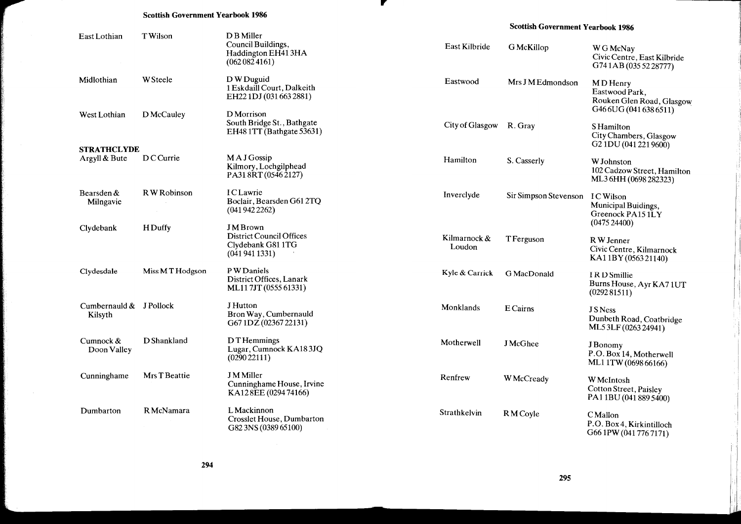| | | |
|---|---|---|
| East Lothian | T Wilson | D B Miller<br>Council Buildings,<br>Haddington EH41 3HA<br>(062 082 4161) |
| Midlothian | W Steele | D W Duguid<br>1 Eskdaill Court, Dalkeith<br>EH22 1DJ (031 663 2881) |
| West Lothian | D McCauley | D Morrison<br>South Bridge St., Bathgate<br>EH48 1TT (Bathgate 53631) |

**STRATHCLYDE**

| | | |
|---|---|---|
| Argyll & Bute | D C Currie | M A J Gossip<br>Kilmory, Lochgilphead<br>PA31 8RT (0546 2127) |
| Bearsden & Milngavie | R W Robinson | I C Lawrie<br>Boclair, Bearsden G61 2TQ<br>(041 942 2262) |
| Clydebank | H Duffy | J M Brown<br>District Council Offices<br>Clydebank G81 1TG<br>(041 941 1331) |
| Clydesdale | Miss M T Hodgson | P W Daniels<br>District Offices, Lanark<br>ML11 7JT (0555 61331) |
| Cumbernauld & Kilsyth | J Pollock | J Hutton<br>Bron Way, Cumbernauld<br>G67 1DZ (02367 22131) |
| Cumnock & Doon Valley | D Shankland | D T Hemmings<br>Lugar, Cumnock KA18 3JQ<br>(0290 22111) |
| Cunninghame | Mrs T Beattie | J M Miller<br>Cunninghame House, Irvine<br>KA12 8EE (0294 74166) |
| Dumbarton | R McNamara | L Mackinnon<br>Crosslet House, Dumbarton<br>G82 3NS (0389 65100) |
| East Kilbride | G McKillop | W G McNay<br>Civic Centre, East Kilbride<br>G74 1AB (035 52 28777) |
| Eastwood | Mrs J M Edmondson | M D Henry<br>Eastwood Park,<br>Rouken Glen Road, Glasgow<br>G46 6UG (041 638 6511) |
| City of Glasgow | R. Gray | S Hamilton<br>City Chambers, Glasgow<br>G2 1DU (041 221 9600) |
| Hamilton | S. Casserly | W Johnston<br>102 Cadzow Street, Hamilton<br>ML3 6HH (0698 282323) |
| Inverclyde | Sir Simpson Stevenson | I C Wilson<br>Municipal Buidings,<br>Greenock PA15 1LY<br>(0475 24400) |
| Kilmarnock & Loudon | T Ferguson | R W Jenner<br>Civic Centre, Kilmarnock<br>KA1 1BY (0563 21140) |
| Kyle & Carrick | G MacDonald | I R D Smillie<br>Burns House, Ayr KA7 1UT<br>(0292 81511) |
| Monklands | E Cairns | J S Ness<br>Dunbeth Road, Coatbridge<br>ML5 3LF (0263 24941) |
| Motherwell | J McGhee | J Bonomy<br>P.O. Box 14, Motherwell<br>ML1 1TW (0698 66166) |
| Renfrew | W McCready | W McIntosh<br>Cotton Street, Paisley<br>PA1 1BU (041 889 5400) |
| Strathkelvin | R M Coyle | C Mallon<br>P.O. Box 4, Kirkintilloch<br>G66 1PW (041 776 7171) |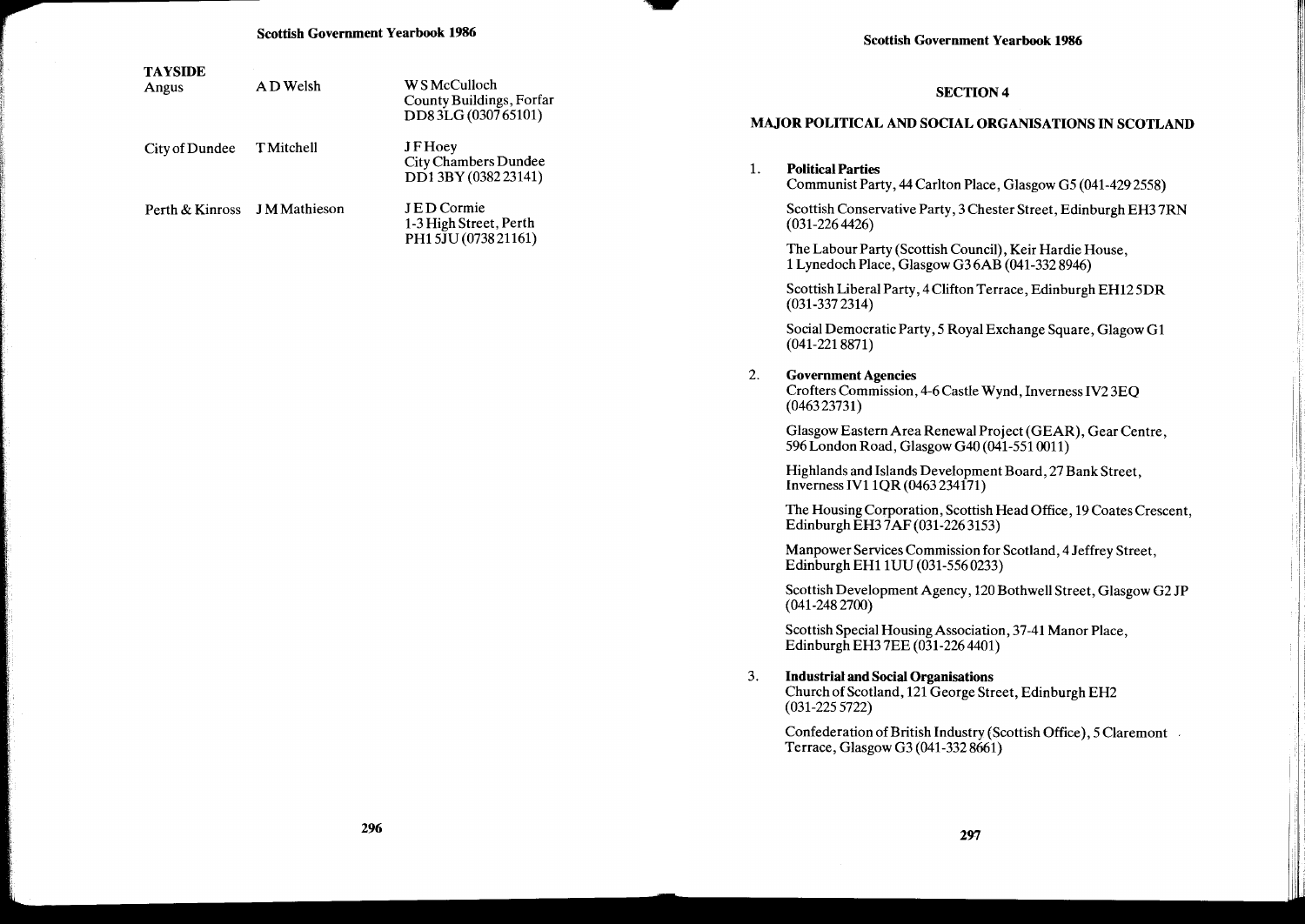**TAYSIDE**

| | | |
|---|---|---|
| Angus | A D Welsh | W S McCulloch<br>County Buildings, Forfar<br>DD8 3LG (0307 65101) |
| City of Dundee | T Mitchell | J F Hoey<br>City Chambers Dundee<br>DD1 3BY (0382 23141) |
| Perth & Kinross | J M Mathieson | J E D Cormie<br>1-3 High Street, Perth<br>PH1 5JU (0738 21161) |

## SECTION 4

## MAJOR POLITICAL AND SOCIAL ORGANISATIONS IN SCOTLAND

1. **Political Parties**

   Communist Party, 44 Carlton Place, Glasgow G5 (041-429 2558)

   Scottish Conservative Party, 3 Chester Street, Edinburgh EH3 7RN (031-226 4426)

   The Labour Party (Scottish Council), Keir Hardie House, 1 Lynedoch Place, Glasgow G3 6AB (041-332 8946)

   Scottish Liberal Party, 4 Clifton Terrace, Edinburgh EH12 5DR (031-337 2314)

   Social Democratic Party, 5 Royal Exchange Square, Glagow G1 (041-221 8871)

2. **Government Agencies**

   Crofters Commission, 4-6 Castle Wynd, Inverness IV2 3EQ (0463 23731)

   Glasgow Eastern Area Renewal Project (GEAR), Gear Centre, 596 London Road, Glasgow G40 (041-551 0011)

   Highlands and Islands Development Board, 27 Bank Street, Inverness IV1 1QR (0463 234171)

   The Housing Corporation, Scottish Head Office, 19 Coates Crescent, Edinburgh EH3 7AF (031-226 3153)

   Manpower Services Commission for Scotland, 4 Jeffrey Street, Edinburgh EH1 1UU (031-556 0233)

   Scottish Development Agency, 120 Bothwell Street, Glasgow G2 JP (041-248 2700)

   Scottish Special Housing Association, 37-41 Manor Place, Edinburgh EH3 7EE (031-226 4401)

3. **Industrial and Social Organisations**

   Church of Scotland, 121 George Street, Edinburgh EH2 (031-225 5722)

   Confederation of British Industry (Scottish Office), 5 Claremont Terrace, Glasgow G3 (041-332 8661)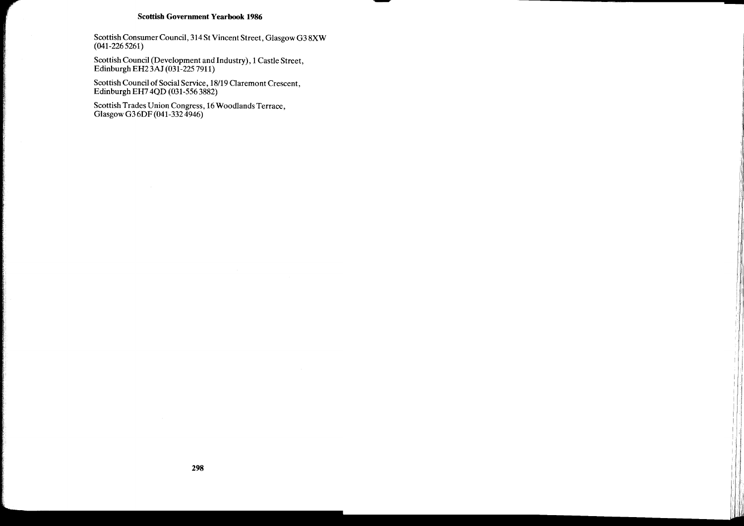Scottish Consumer Council, 314 St Vincent Street, Glasgow G3 8XW (041-226 5261)

Scottish Council (Development and Industry), 1 Castle Street, Edinburgh EH2 3AJ (031-225 7911)

Scottish Council of Social Service, 18/19 Claremont Crescent, Edinburgh EH7 4QD (031-556 3882)

Scottish Trades Union Congress, 16 Woodlands Terrace, Glasgow G3 6DF (041-332 4946)